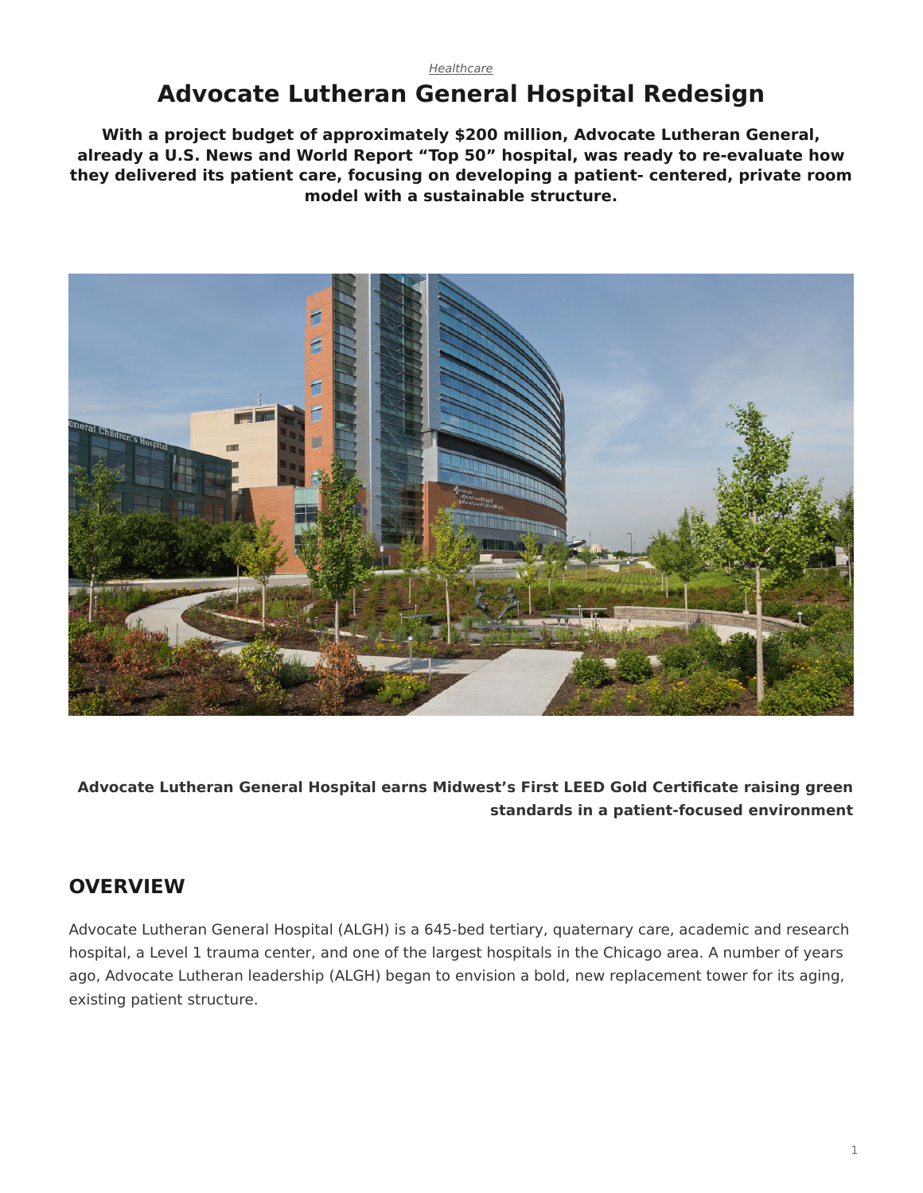*Healthcare*

# Advocate Lutheran General Hospital Redesign

**With a project budget of approximately $200 million, Advocate Lutheran General, already a U.S. News and World Report "Top 50" hospital, was ready to re-evaluate how they delivered its patient care, focusing on developing a patient- centered, private room model with a sustainable structure.**

**Advocate Lutheran General Hospital earns Midwest's First LEED Gold Certificate raising green standards in a patient-focused environment**

## OVERVIEW

Advocate Lutheran General Hospital (ALGH) is a 645-bed tertiary, quaternary care, academic and research hospital, a Level 1 trauma center, and one of the largest hospitals in the Chicago area. A number of years ago, Advocate Lutheran leadership (ALGH) began to envision a bold, new replacement tower for its aging, existing patient structure.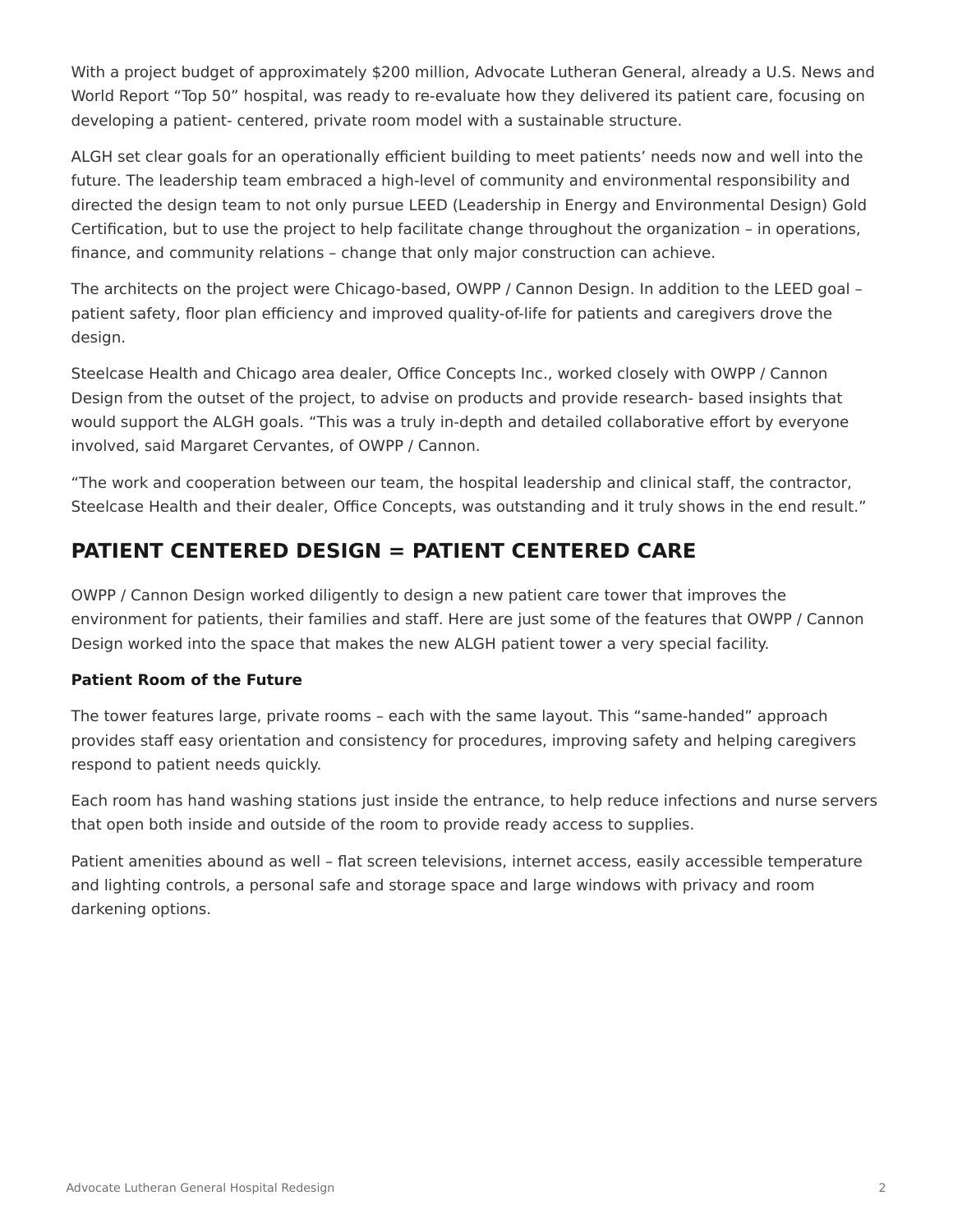With a project budget of approximately $200 million, Advocate Lutheran General, already a U.S. News and World Report “Top 50” hospital, was ready to re-evaluate how they delivered its patient care, focusing on developing a patient- centered, private room model with a sustainable structure.

ALGH set clear goals for an operationally efficient building to meet patients’ needs now and well into the future. The leadership team embraced a high-level of community and environmental responsibility and directed the design team to not only pursue LEED (Leadership in Energy and Environmental Design) Gold Certification, but to use the project to help facilitate change throughout the organization – in operations, finance, and community relations – change that only major construction can achieve.

The architects on the project were Chicago-based, OWPP / Cannon Design. In addition to the LEED goal – patient safety, floor plan efficiency and improved quality-of-life for patients and caregivers drove the design.

Steelcase Health and Chicago area dealer, Office Concepts Inc., worked closely with OWPP / Cannon Design from the outset of the project, to advise on products and provide research- based insights that would support the ALGH goals. “This was a truly in-depth and detailed collaborative effort by everyone involved, said Margaret Cervantes, of OWPP / Cannon.

“The work and cooperation between our team, the hospital leadership and clinical staff, the contractor, Steelcase Health and their dealer, Office Concepts, was outstanding and it truly shows in the end result.”

## PATIENT CENTERED DESIGN = PATIENT CENTERED CARE

OWPP / Cannon Design worked diligently to design a new patient care tower that improves the environment for patients, their families and staff. Here are just some of the features that OWPP / Cannon Design worked into the space that makes the new ALGH patient tower a very special facility.

**Patient Room of the Future**

The tower features large, private rooms – each with the same layout. This “same-handed” approach provides staff easy orientation and consistency for procedures, improving safety and helping caregivers respond to patient needs quickly.

Each room has hand washing stations just inside the entrance, to help reduce infections and nurse servers that open both inside and outside of the room to provide ready access to supplies.

Patient amenities abound as well – flat screen televisions, internet access, easily accessible temperature and lighting controls, a personal safe and storage space and large windows with privacy and room darkening options.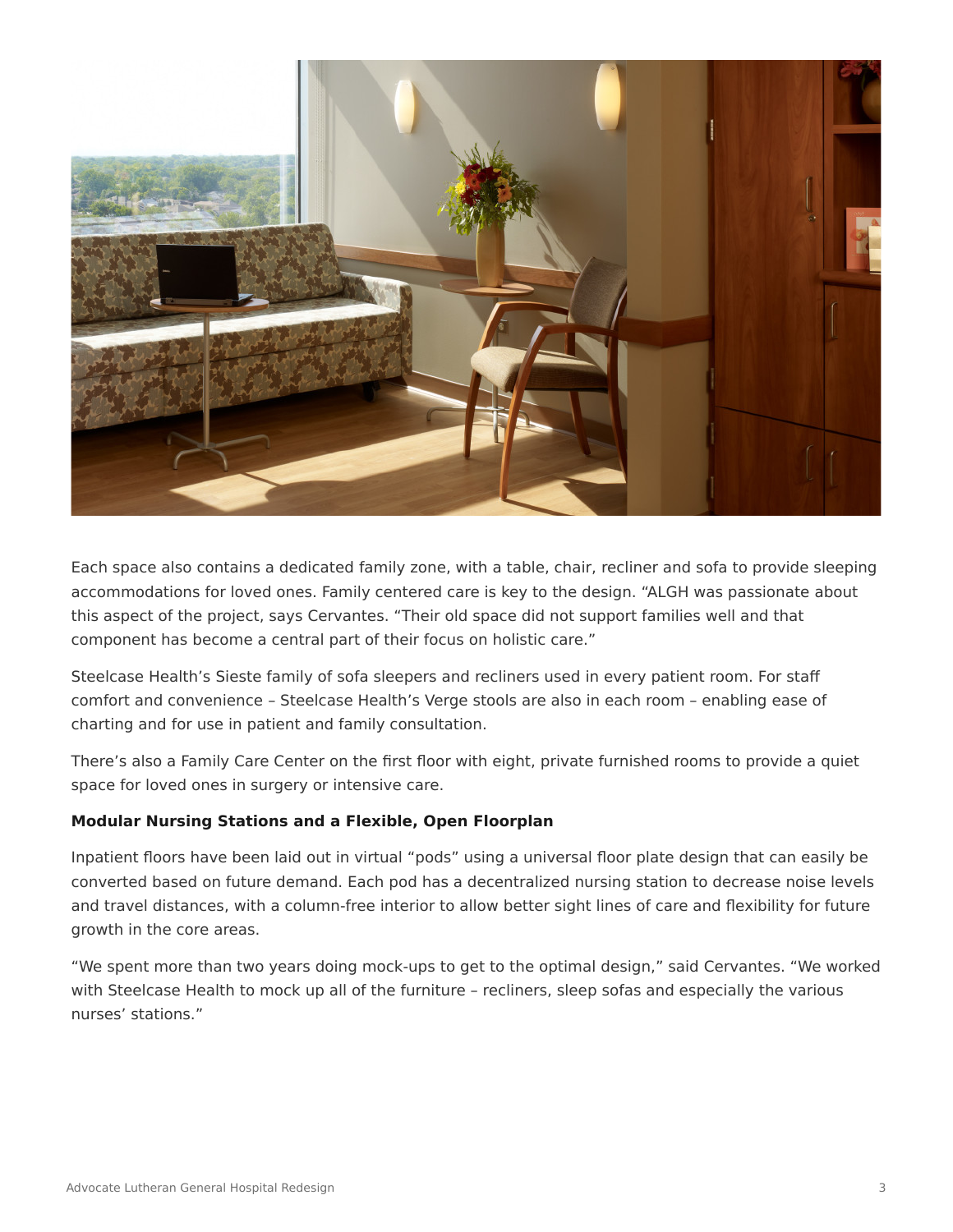Each space also contains a dedicated family zone, with a table, chair, recliner and sofa to provide sleeping accommodations for loved ones. Family centered care is key to the design. "ALGH was passionate about this aspect of the project, says Cervantes. "Their old space did not support families well and that component has become a central part of their focus on holistic care."

Steelcase Health's Sieste family of sofa sleepers and recliners used in every patient room. For staff comfort and convenience – Steelcase Health's Verge stools are also in each room – enabling ease of charting and for use in patient and family consultation.

There's also a Family Care Center on the first floor with eight, private furnished rooms to provide a quiet space for loved ones in surgery or intensive care.

**Modular Nursing Stations and a Flexible, Open Floorplan**

Inpatient floors have been laid out in virtual "pods" using a universal floor plate design that can easily be converted based on future demand. Each pod has a decentralized nursing station to decrease noise levels and travel distances, with a column-free interior to allow better sight lines of care and flexibility for future growth in the core areas.

"We spent more than two years doing mock-ups to get to the optimal design," said Cervantes. "We worked with Steelcase Health to mock up all of the furniture – recliners, sleep sofas and especially the various nurses' stations."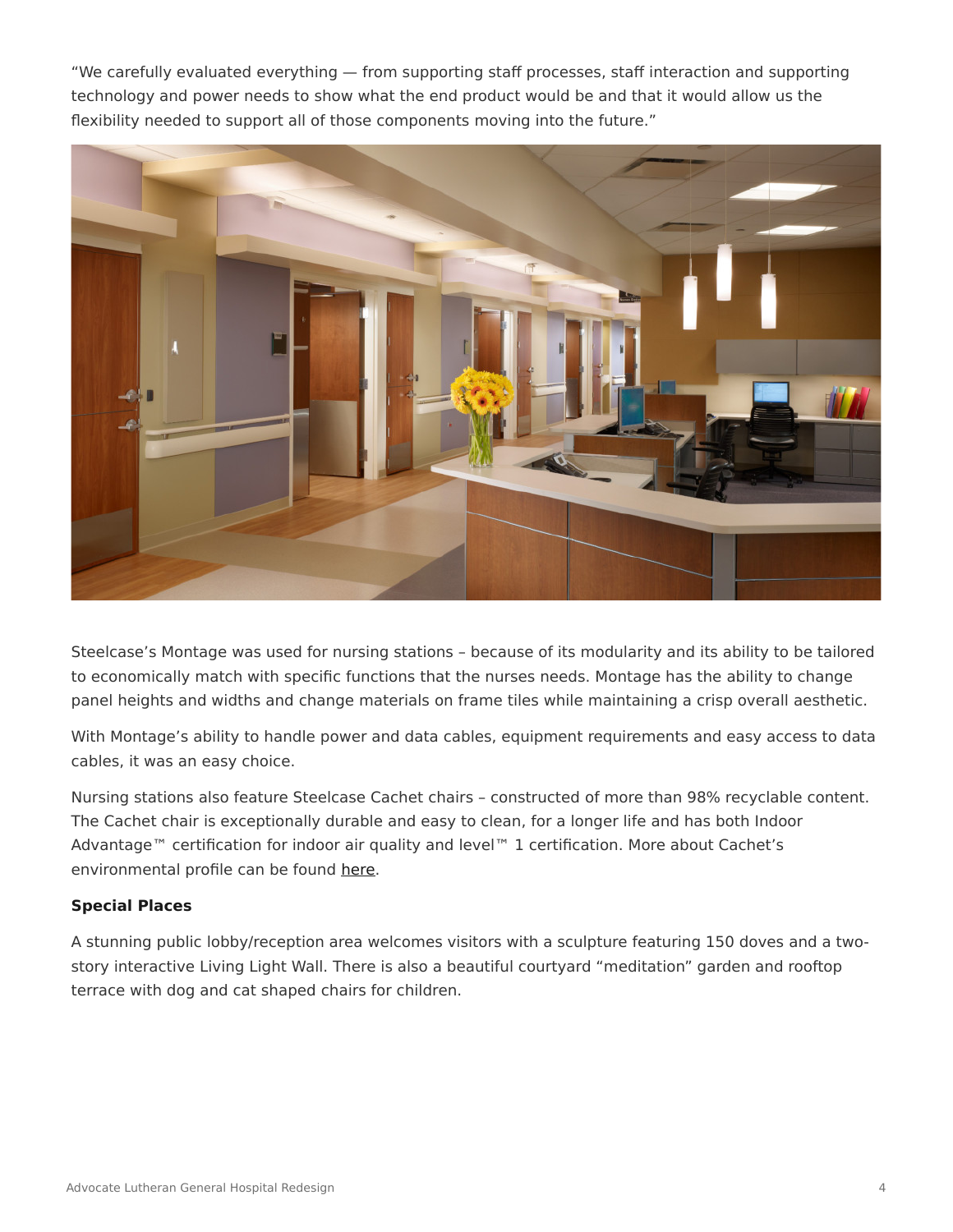"We carefully evaluated everything — from supporting staff processes, staff interaction and supporting technology and power needs to show what the end product would be and that it would allow us the flexibility needed to support all of those components moving into the future."

Steelcase's Montage was used for nursing stations – because of its modularity and its ability to be tailored to economically match with specific functions that the nurses needs. Montage has the ability to change panel heights and widths and change materials on frame tiles while maintaining a crisp overall aesthetic.

With Montage's ability to handle power and data cables, equipment requirements and easy access to data cables, it was an easy choice.

Nursing stations also feature Steelcase Cachet chairs – constructed of more than 98% recyclable content. The Cachet chair is exceptionally durable and easy to clean, for a longer life and has both Indoor Advantage™ certification for indoor air quality and level™ 1 certification. More about Cachet's environmental profile can be found here.

**Special Places**

A stunning public lobby/reception area welcomes visitors with a sculpture featuring 150 doves and a two-story interactive Living Light Wall. There is also a beautiful courtyard "meditation" garden and rooftop terrace with dog and cat shaped chairs for children.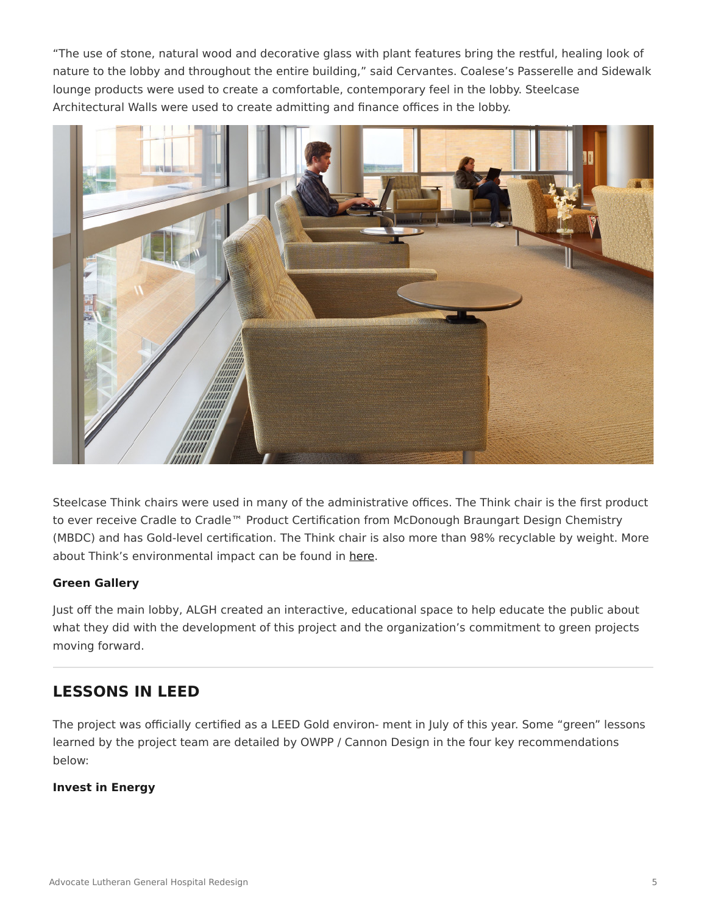"The use of stone, natural wood and decorative glass with plant features bring the restful, healing look of nature to the lobby and throughout the entire building," said Cervantes. Coalese's Passerelle and Sidewalk lounge products were used to create a comfortable, contemporary feel in the lobby. Steelcase Architectural Walls were used to create admitting and finance offices in the lobby.

Steelcase Think chairs were used in many of the administrative offices. The Think chair is the first product to ever receive Cradle to Cradle™ Product Certification from McDonough Braungart Design Chemistry (MBDC) and has Gold-level certification. The Think chair is also more than 98% recyclable by weight. More about Think's environmental impact can be found in here.

**Green Gallery**

Just off the main lobby, ALGH created an interactive, educational space to help educate the public about what they did with the development of this project and the organization's commitment to green projects moving forward.

## LESSONS IN LEED

The project was officially certified as a LEED Gold environ- ment in July of this year. Some "green" lessons learned by the project team are detailed by OWPP / Cannon Design in the four key recommendations below:

**Invest in Energy**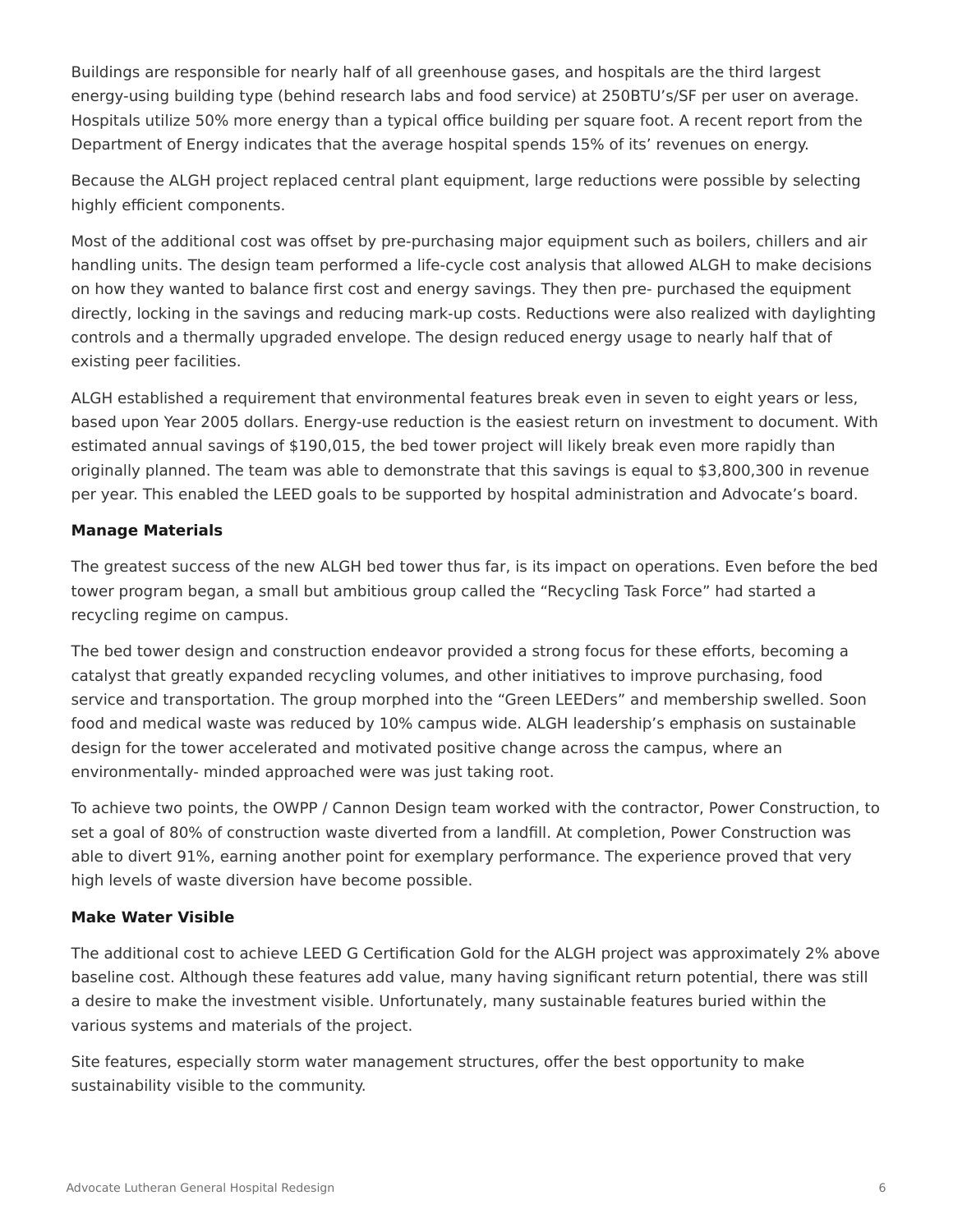Buildings are responsible for nearly half of all greenhouse gases, and hospitals are the third largest energy-using building type (behind research labs and food service) at 250BTU's/SF per user on average. Hospitals utilize 50% more energy than a typical office building per square foot. A recent report from the Department of Energy indicates that the average hospital spends 15% of its' revenues on energy.

Because the ALGH project replaced central plant equipment, large reductions were possible by selecting highly efficient components.

Most of the additional cost was offset by pre-purchasing major equipment such as boilers, chillers and air handling units. The design team performed a life-cycle cost analysis that allowed ALGH to make decisions on how they wanted to balance first cost and energy savings. They then pre- purchased the equipment directly, locking in the savings and reducing mark-up costs. Reductions were also realized with daylighting controls and a thermally upgraded envelope. The design reduced energy usage to nearly half that of existing peer facilities.

ALGH established a requirement that environmental features break even in seven to eight years or less, based upon Year 2005 dollars. Energy-use reduction is the easiest return on investment to document. With estimated annual savings of $190,015, the bed tower project will likely break even more rapidly than originally planned. The team was able to demonstrate that this savings is equal to $3,800,300 in revenue per year. This enabled the LEED goals to be supported by hospital administration and Advocate's board.

**Manage Materials**

The greatest success of the new ALGH bed tower thus far, is its impact on operations. Even before the bed tower program began, a small but ambitious group called the "Recycling Task Force" had started a recycling regime on campus.

The bed tower design and construction endeavor provided a strong focus for these efforts, becoming a catalyst that greatly expanded recycling volumes, and other initiatives to improve purchasing, food service and transportation. The group morphed into the "Green LEEDers" and membership swelled. Soon food and medical waste was reduced by 10% campus wide. ALGH leadership's emphasis on sustainable design for the tower accelerated and motivated positive change across the campus, where an environmentally- minded approached were was just taking root.

To achieve two points, the OWPP / Cannon Design team worked with the contractor, Power Construction, to set a goal of 80% of construction waste diverted from a landfill. At completion, Power Construction was able to divert 91%, earning another point for exemplary performance. The experience proved that very high levels of waste diversion have become possible.

**Make Water Visible**

The additional cost to achieve LEED G Certification Gold for the ALGH project was approximately 2% above baseline cost. Although these features add value, many having significant return potential, there was still a desire to make the investment visible. Unfortunately, many sustainable features buried within the various systems and materials of the project.

Site features, especially storm water management structures, offer the best opportunity to make sustainability visible to the community.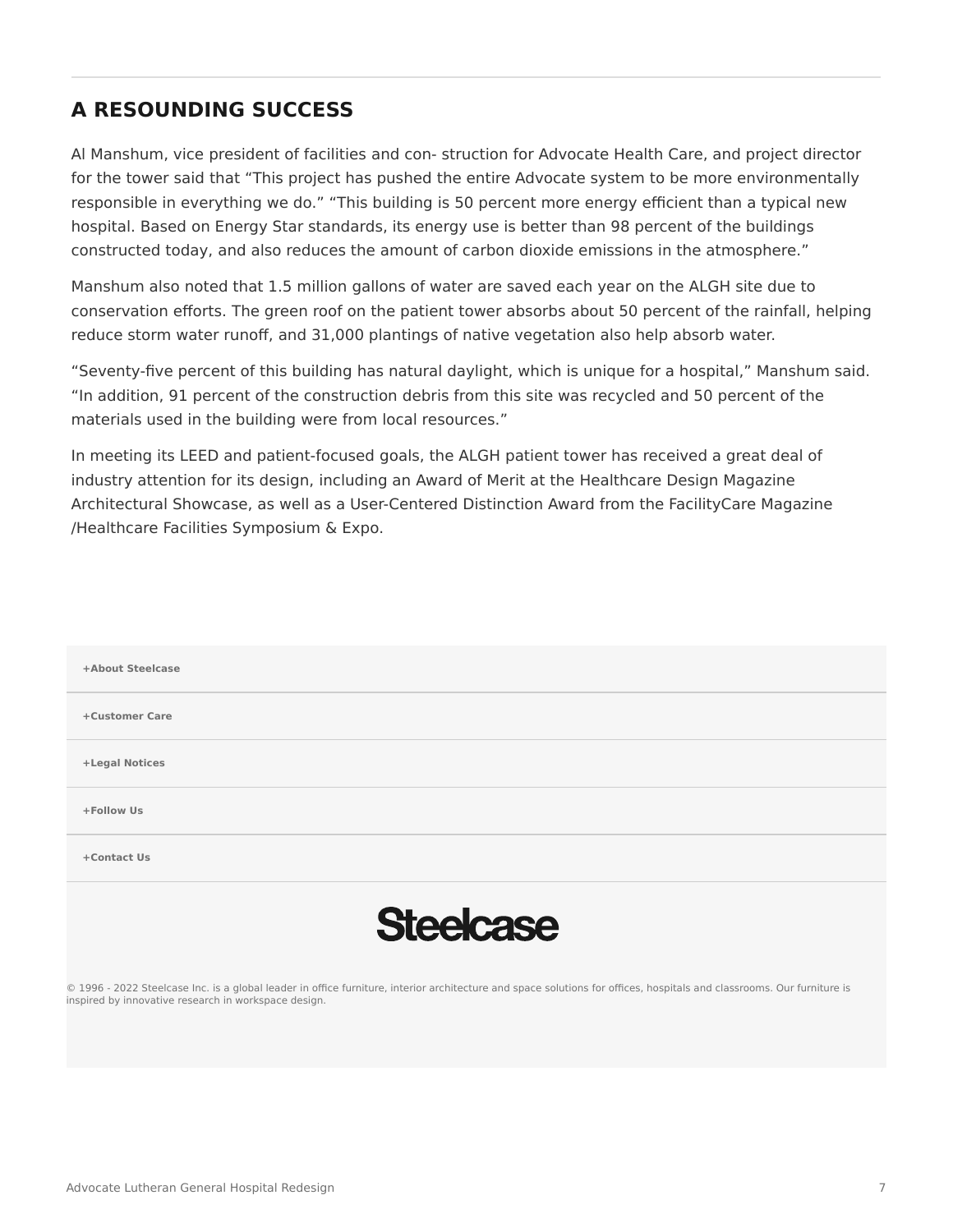## A RESOUNDING SUCCESS

Al Manshum, vice president of facilities and con- struction for Advocate Health Care, and project director for the tower said that “This project has pushed the entire Advocate system to be more environmentally responsible in everything we do.” “This building is 50 percent more energy efficient than a typical new hospital. Based on Energy Star standards, its energy use is better than 98 percent of the buildings constructed today, and also reduces the amount of carbon dioxide emissions in the atmosphere.”

Manshum also noted that 1.5 million gallons of water are saved each year on the ALGH site due to conservation efforts. The green roof on the patient tower absorbs about 50 percent of the rainfall, helping reduce storm water runoff, and 31,000 plantings of native vegetation also help absorb water.

“Seventy-five percent of this building has natural daylight, which is unique for a hospital,” Manshum said. “In addition, 91 percent of the construction debris from this site was recycled and 50 percent of the materials used in the building were from local resources.”

In meeting its LEED and patient-focused goals, the ALGH patient tower has received a great deal of industry attention for its design, including an Award of Merit at the Healthcare Design Magazine Architectural Showcase, as well as a User-Centered Distinction Award from the FacilityCare Magazine /Healthcare Facilities Symposium & Expo.

+About Steelcase

+Customer Care

+Legal Notices

+Follow Us

+Contact Us

Steelcase

© 1996 - 2022 Steelcase Inc. is a global leader in office furniture, interior architecture and space solutions for offices, hospitals and classrooms. Our furniture is inspired by innovative research in workspace design.